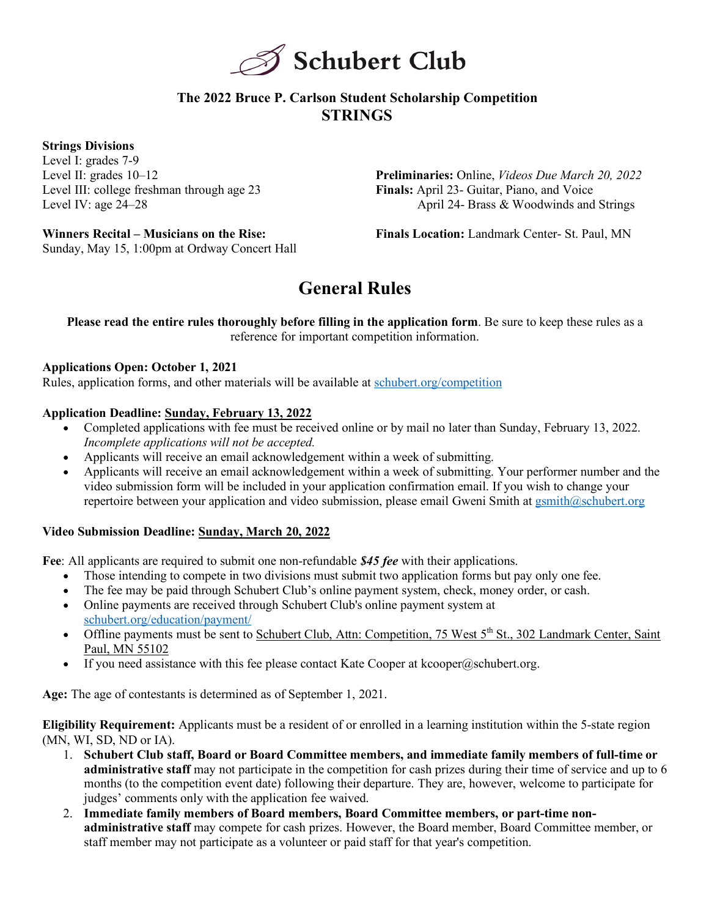# Schubert Club

## The 2022 Bruce P. Carlson Student Scholarship Competition
## STRINGS

**Strings Divisions**
Level I: grades 7-9
Level II: grades 10–12
Level III: college freshman through age 23
Level IV: age 24–28

**Preliminaries:** Online, *Videos Due March 20, 2022*
**Finals:** April 23- Guitar, Piano, and Voice
April 24- Brass & Woodwinds and Strings

**Winners Recital – Musicians on the Rise:**
Sunday, May 15, 1:00pm at Ordway Concert Hall

**Finals Location:** Landmark Center- St. Paul, MN

# General Rules

**Please read the entire rules thoroughly before filling in the application form**. Be sure to keep these rules as a reference for important competition information.

**Applications Open: October 1, 2021**
Rules, application forms, and other materials will be available at schubert.org/competition

**Application Deadline: Sunday, February 13, 2022**

- Completed applications with fee must be received online or by mail no later than Sunday, February 13, 2022. *Incomplete applications will not be accepted.*
- Applicants will receive an email acknowledgement within a week of submitting.
- Applicants will receive an email acknowledgement within a week of submitting. Your performer number and the video submission form will be included in your application confirmation email. If you wish to change your repertoire between your application and video submission, please email Gweni Smith at gsmith@schubert.org

**Video Submission Deadline: Sunday, March 20, 2022**

**Fee**: All applicants are required to submit one non-refundable ***$45 fee*** with their applications.

- Those intending to compete in two divisions must submit two application forms but pay only one fee.
- The fee may be paid through Schubert Club's online payment system, check, money order, or cash.
- Online payments are received through Schubert Club's online payment system at schubert.org/education/payment/
- Offline payments must be sent to Schubert Club, Attn: Competition, 75 West 5th St., 302 Landmark Center, Saint Paul, MN 55102
- If you need assistance with this fee please contact Kate Cooper at kcooper@schubert.org.

**Age:** The age of contestants is determined as of September 1, 2021.

**Eligibility Requirement:** Applicants must be a resident of or enrolled in a learning institution within the 5-state region (MN, WI, SD, ND or IA).

1. **Schubert Club staff, Board or Board Committee members, and immediate family members of full-time or administrative staff** may not participate in the competition for cash prizes during their time of service and up to 6 months (to the competition event date) following their departure. They are, however, welcome to participate for judges' comments only with the application fee waived.
2. **Immediate family members of Board members, Board Committee members, or part-time non-administrative staff** may compete for cash prizes. However, the Board member, Board Committee member, or staff member may not participate as a volunteer or paid staff for that year's competition.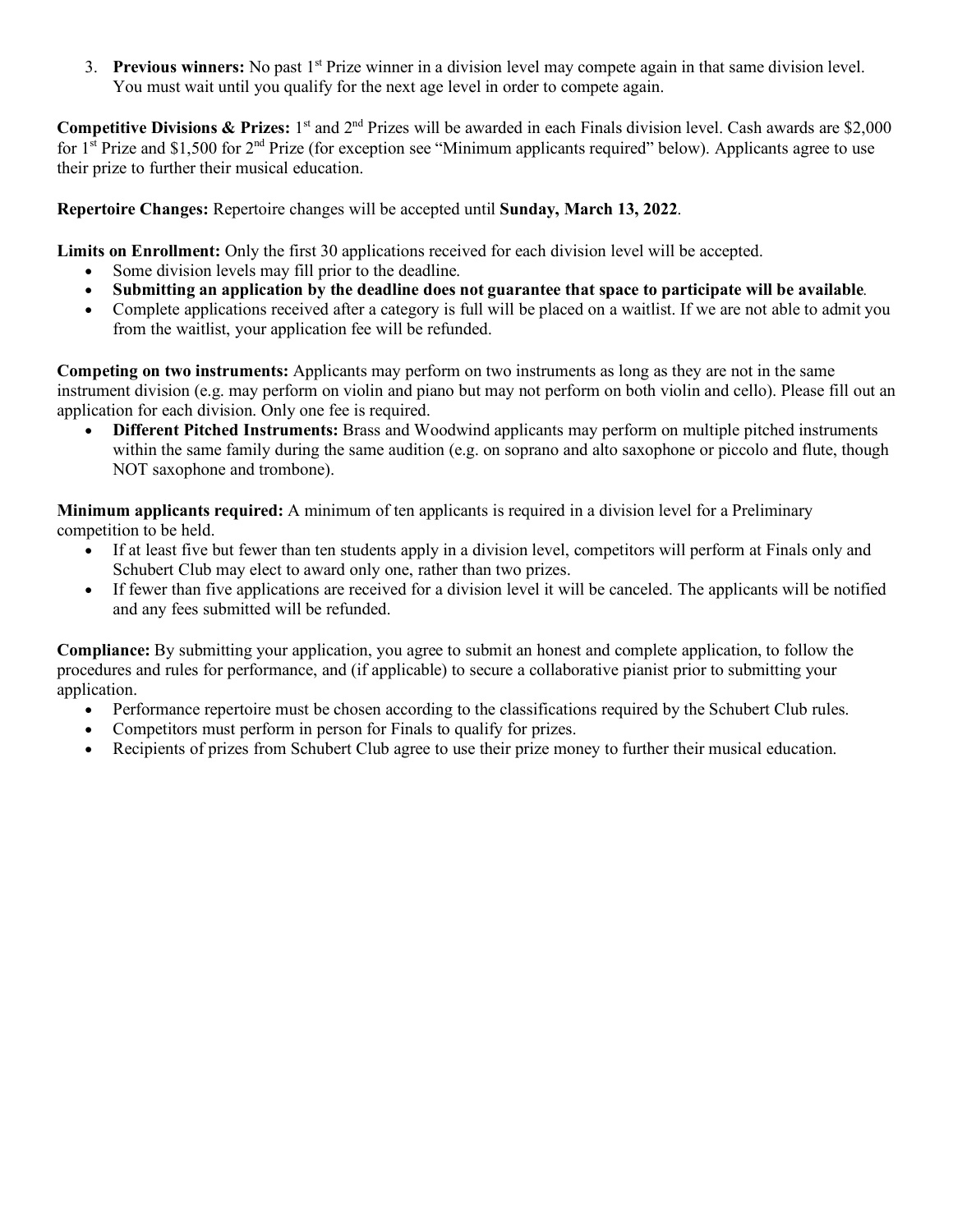3. **Previous winners:** No past 1st Prize winner in a division level may compete again in that same division level. You must wait until you qualify for the next age level in order to compete again.

**Competitive Divisions & Prizes:** 1st and 2nd Prizes will be awarded in each Finals division level. Cash awards are $2,000 for 1st Prize and $1,500 for 2nd Prize (for exception see "Minimum applicants required" below). Applicants agree to use their prize to further their musical education.

**Repertoire Changes:** Repertoire changes will be accepted until **Sunday, March 13, 2022**.

**Limits on Enrollment:** Only the first 30 applications received for each division level will be accepted.

- Some division levels may fill prior to the deadline.
- **Submitting an application by the deadline does not guarantee that space to participate will be available**.
- Complete applications received after a category is full will be placed on a waitlist. If we are not able to admit you from the waitlist, your application fee will be refunded.

**Competing on two instruments:** Applicants may perform on two instruments as long as they are not in the same instrument division (e.g. may perform on violin and piano but may not perform on both violin and cello). Please fill out an application for each division. Only one fee is required.

- **Different Pitched Instruments:** Brass and Woodwind applicants may perform on multiple pitched instruments within the same family during the same audition (e.g. on soprano and alto saxophone or piccolo and flute, though NOT saxophone and trombone).

**Minimum applicants required:** A minimum of ten applicants is required in a division level for a Preliminary competition to be held.

- If at least five but fewer than ten students apply in a division level, competitors will perform at Finals only and Schubert Club may elect to award only one, rather than two prizes.
- If fewer than five applications are received for a division level it will be canceled. The applicants will be notified and any fees submitted will be refunded.

**Compliance:** By submitting your application, you agree to submit an honest and complete application, to follow the procedures and rules for performance, and (if applicable) to secure a collaborative pianist prior to submitting your application.

- Performance repertoire must be chosen according to the classifications required by the Schubert Club rules.
- Competitors must perform in person for Finals to qualify for prizes.
- Recipients of prizes from Schubert Club agree to use their prize money to further their musical education.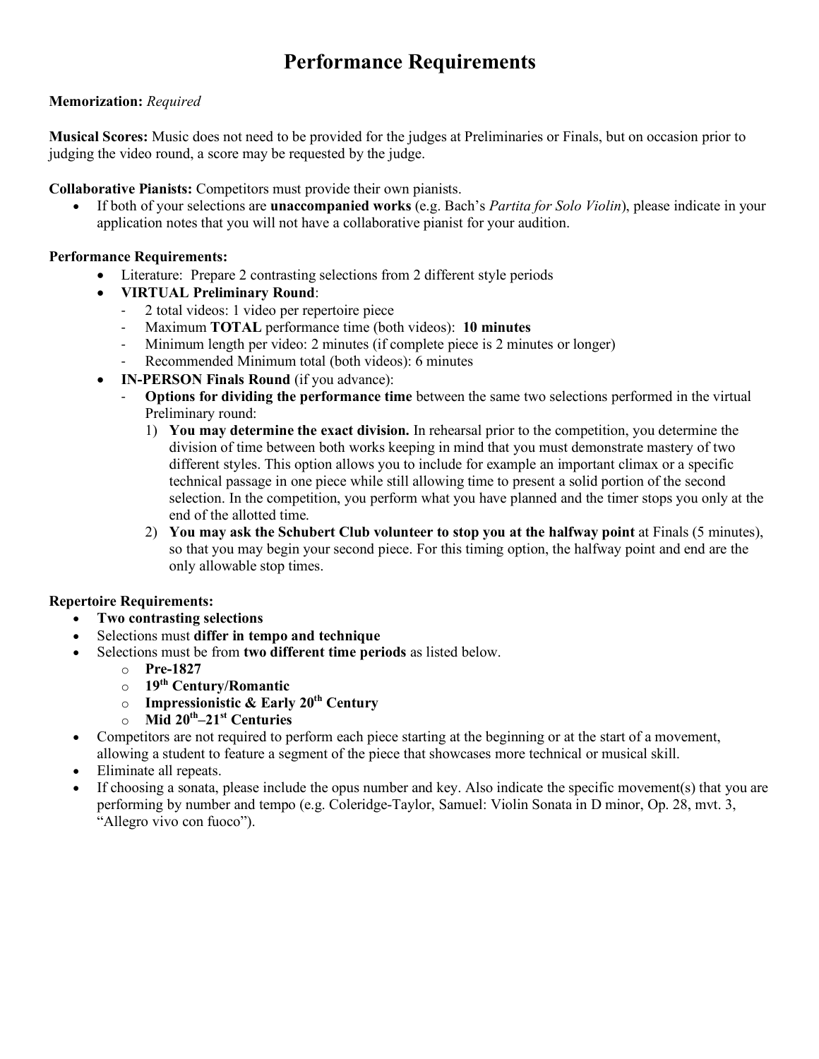# Performance Requirements

**Memorization:** *Required*

**Musical Scores:** Music does not need to be provided for the judges at Preliminaries or Finals, but on occasion prior to judging the video round, a score may be requested by the judge.

**Collaborative Pianists:** Competitors must provide their own pianists.

- If both of your selections are **unaccompanied works** (e.g. Bach's *Partita for Solo Violin*), please indicate in your application notes that you will not have a collaborative pianist for your audition.

**Performance Requirements:**

- Literature: Prepare 2 contrasting selections from 2 different style periods
- **VIRTUAL Preliminary Round**:
  - 2 total videos: 1 video per repertoire piece
  - Maximum **TOTAL** performance time (both videos): **10 minutes**
  - Minimum length per video: 2 minutes (if complete piece is 2 minutes or longer)
  - Recommended Minimum total (both videos): 6 minutes
- **IN-PERSON Finals Round** (if you advance):
  - **Options for dividing the performance time** between the same two selections performed in the virtual Preliminary round:
    1) **You may determine the exact division.** In rehearsal prior to the competition, you determine the division of time between both works keeping in mind that you must demonstrate mastery of two different styles. This option allows you to include for example an important climax or a specific technical passage in one piece while still allowing time to present a solid portion of the second selection. In the competition, you perform what you have planned and the timer stops you only at the end of the allotted time.
    2) **You may ask the Schubert Club volunteer to stop you at the halfway point** at Finals (5 minutes), so that you may begin your second piece. For this timing option, the halfway point and end are the only allowable stop times.

**Repertoire Requirements:**

- **Two contrasting selections**
- Selections must **differ in tempo and technique**
- Selections must be from **two different time periods** as listed below.
  - **Pre-1827**
  - **19th Century/Romantic**
  - **Impressionistic & Early 20th Century**
  - **Mid 20th–21st Centuries**
- Competitors are not required to perform each piece starting at the beginning or at the start of a movement, allowing a student to feature a segment of the piece that showcases more technical or musical skill.
- Eliminate all repeats.
- If choosing a sonata, please include the opus number and key. Also indicate the specific movement(s) that you are performing by number and tempo (e.g. Coleridge-Taylor, Samuel: Violin Sonata in D minor, Op. 28, mvt. 3, "Allegro vivo con fuoco").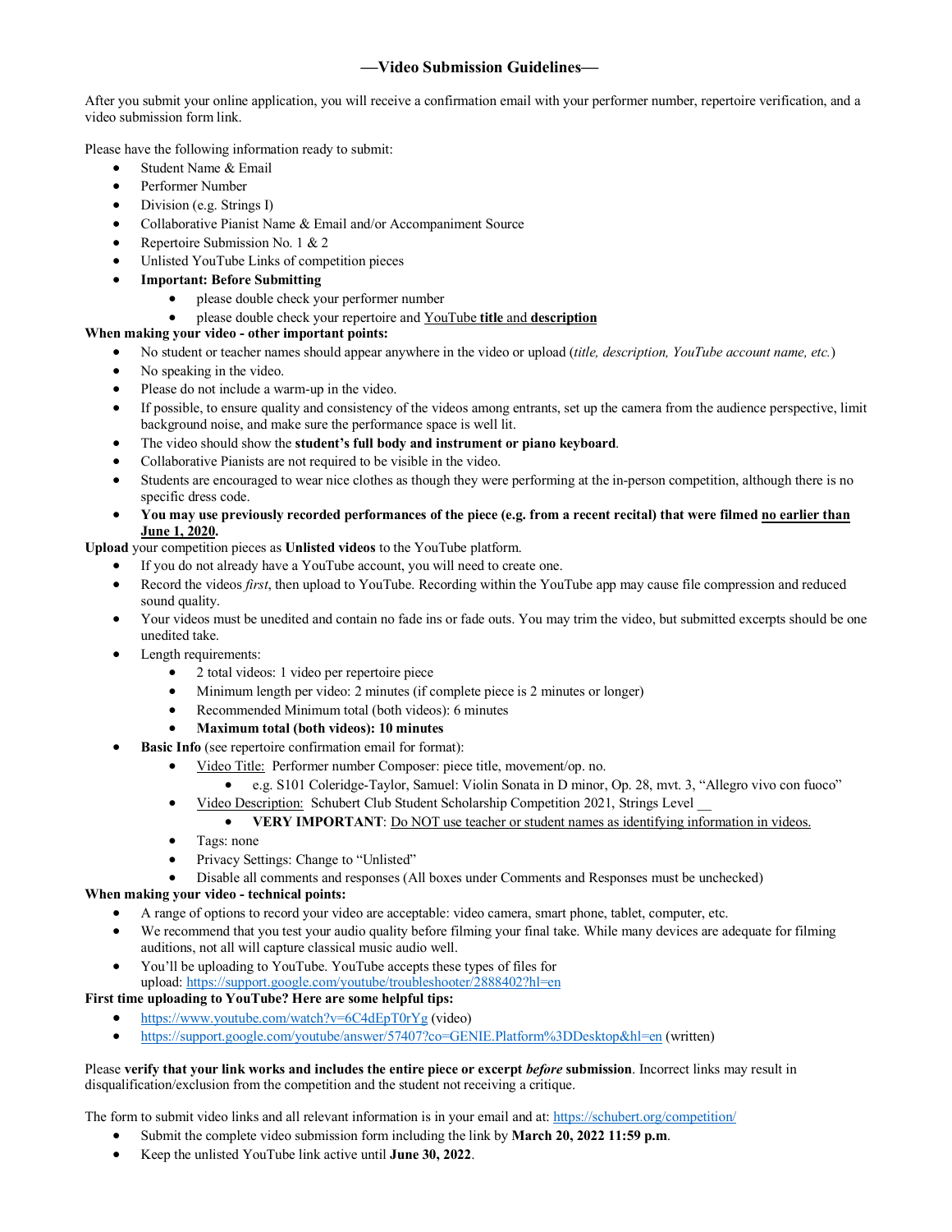## —Video Submission Guidelines—

After you submit your online application, you will receive a confirmation email with your performer number, repertoire verification, and a video submission form link.

Please have the following information ready to submit:

- Student Name & Email
- Performer Number
- Division (e.g. Strings I)
- Collaborative Pianist Name & Email and/or Accompaniment Source
- Repertoire Submission No. 1 & 2
- Unlisted YouTube Links of competition pieces
- **Important: Before Submitting**
    - please double check your performer number
    - please double check your repertoire and YouTube **title** and **description**

**When making your video - other important points:**

- No student or teacher names should appear anywhere in the video or upload (*title, description, YouTube account name, etc.*)
- No speaking in the video.
- Please do not include a warm-up in the video.
- If possible, to ensure quality and consistency of the videos among entrants, set up the camera from the audience perspective, limit background noise, and make sure the performance space is well lit.
- The video should show the **student's full body and instrument or piano keyboard**.
- Collaborative Pianists are not required to be visible in the video.
- Students are encouraged to wear nice clothes as though they were performing at the in-person competition, although there is no specific dress code.
- **You may use previously recorded performances of the piece (e.g. from a recent recital) that were filmed no earlier than June 1, 2020.**

**Upload** your competition pieces as **Unlisted videos** to the YouTube platform.

- If you do not already have a YouTube account, you will need to create one.
- Record the videos *first*, then upload to YouTube. Recording within the YouTube app may cause file compression and reduced sound quality.
- Your videos must be unedited and contain no fade ins or fade outs. You may trim the video, but submitted excerpts should be one unedited take.
- Length requirements:
    - 2 total videos: 1 video per repertoire piece
    - Minimum length per video: 2 minutes (if complete piece is 2 minutes or longer)
    - Recommended Minimum total (both videos): 6 minutes
    - **Maximum total (both videos): 10 minutes**
- **Basic Info** (see repertoire confirmation email for format):
    - Video Title: Performer number Composer: piece title, movement/op. no.
        - e.g. S101 Coleridge-Taylor, Samuel: Violin Sonata in D minor, Op. 28, mvt. 3, "Allegro vivo con fuoco"
    - Video Description: Schubert Club Student Scholarship Competition 2021, Strings Level __
        - **VERY IMPORTANT**: Do NOT use teacher or student names as identifying information in videos.
    - Tags: none
    - Privacy Settings: Change to "Unlisted"
    - Disable all comments and responses (All boxes under Comments and Responses must be unchecked)

**When making your video - technical points:**

- A range of options to record your video are acceptable: video camera, smart phone, tablet, computer, etc.
- We recommend that you test your audio quality before filming your final take. While many devices are adequate for filming auditions, not all will capture classical music audio well.
- You'll be uploading to YouTube. YouTube accepts these types of files for upload: https://support.google.com/youtube/troubleshooter/2888402?hl=en

**First time uploading to YouTube? Here are some helpful tips:**

- https://www.youtube.com/watch?v=6C4dEpT0rYg (video)
- https://support.google.com/youtube/answer/57407?co=GENIE.Platform%3DDesktop&hl=en (written)

Please **verify that your link works and includes the entire piece or excerpt *before* submission**. Incorrect links may result in disqualification/exclusion from the competition and the student not receiving a critique.

The form to submit video links and all relevant information is in your email and at: https://schubert.org/competition/

- Submit the complete video submission form including the link by **March 20, 2022 11:59 p.m**.
- Keep the unlisted YouTube link active until **June 30, 2022**.